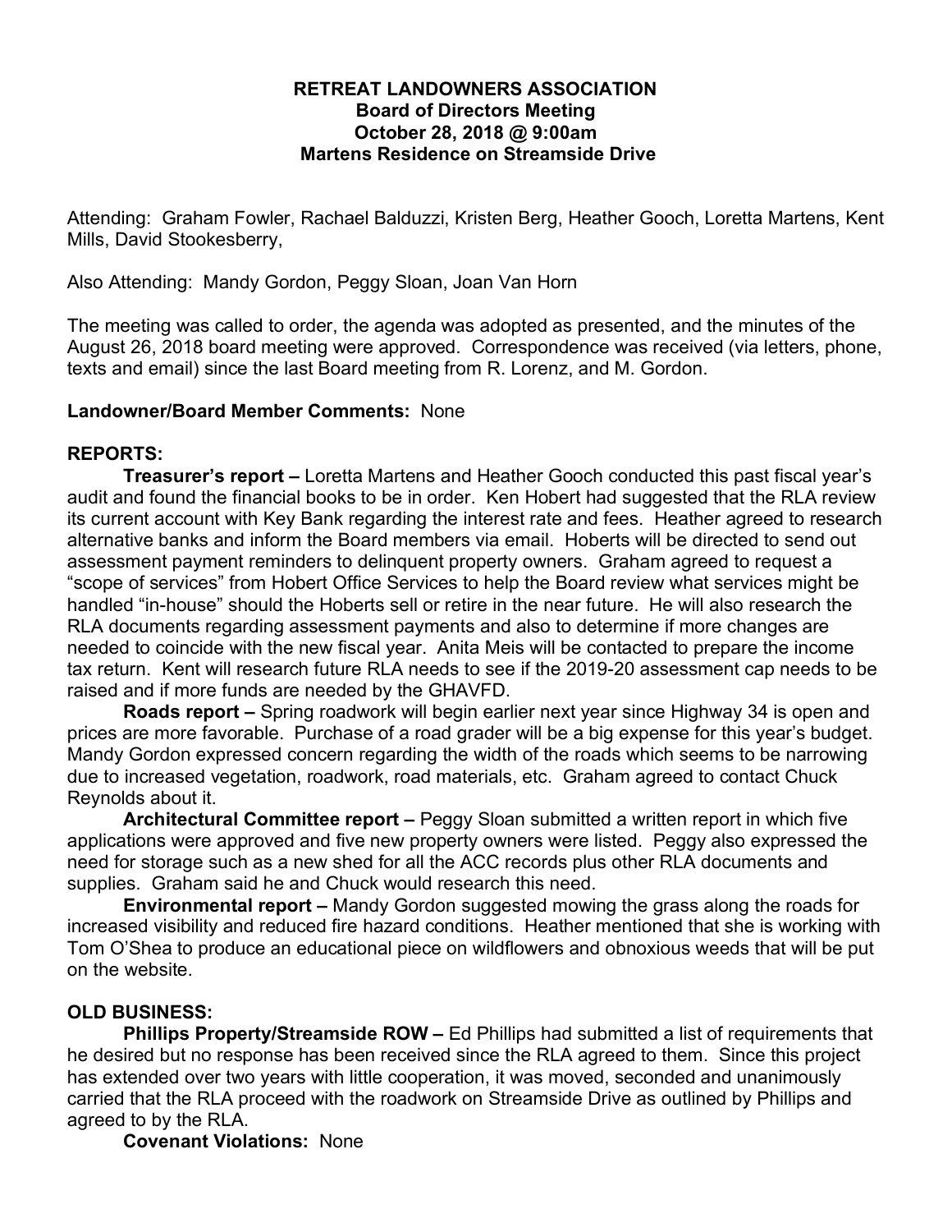**RETREAT LANDOWNERS ASSOCIATION**
**Board of Directors Meeting**
**October 28, 2018 @ 9:00am**
**Martens Residence on Streamside Drive**

Attending: Graham Fowler, Rachael Balduzzi, Kristen Berg, Heather Gooch, Loretta Martens, Kent Mills, David Stookesberry,

Also Attending: Mandy Gordon, Peggy Sloan, Joan Van Horn

The meeting was called to order, the agenda was adopted as presented, and the minutes of the August 26, 2018 board meeting were approved. Correspondence was received (via letters, phone, texts and email) since the last Board meeting from R. Lorenz, and M. Gordon.

**Landowner/Board Member Comments:** None

**REPORTS:**

**Treasurer's report –** Loretta Martens and Heather Gooch conducted this past fiscal year's audit and found the financial books to be in order. Ken Hobert had suggested that the RLA review its current account with Key Bank regarding the interest rate and fees. Heather agreed to research alternative banks and inform the Board members via email. Hoberts will be directed to send out assessment payment reminders to delinquent property owners. Graham agreed to request a "scope of services" from Hobert Office Services to help the Board review what services might be handled "in-house" should the Hoberts sell or retire in the near future. He will also research the RLA documents regarding assessment payments and also to determine if more changes are needed to coincide with the new fiscal year. Anita Meis will be contacted to prepare the income tax return. Kent will research future RLA needs to see if the 2019-20 assessment cap needs to be raised and if more funds are needed by the GHAVFD.

**Roads report –** Spring roadwork will begin earlier next year since Highway 34 is open and prices are more favorable. Purchase of a road grader will be a big expense for this year's budget. Mandy Gordon expressed concern regarding the width of the roads which seems to be narrowing due to increased vegetation, roadwork, road materials, etc. Graham agreed to contact Chuck Reynolds about it.

**Architectural Committee report –** Peggy Sloan submitted a written report in which five applications were approved and five new property owners were listed. Peggy also expressed the need for storage such as a new shed for all the ACC records plus other RLA documents and supplies. Graham said he and Chuck would research this need.

**Environmental report –** Mandy Gordon suggested mowing the grass along the roads for increased visibility and reduced fire hazard conditions. Heather mentioned that she is working with Tom O'Shea to produce an educational piece on wildflowers and obnoxious weeds that will be put on the website.

**OLD BUSINESS:**

**Phillips Property/Streamside ROW –** Ed Phillips had submitted a list of requirements that he desired but no response has been received since the RLA agreed to them. Since this project has extended over two years with little cooperation, it was moved, seconded and unanimously carried that the RLA proceed with the roadwork on Streamside Drive as outlined by Phillips and agreed to by the RLA.

**Covenant Violations:** None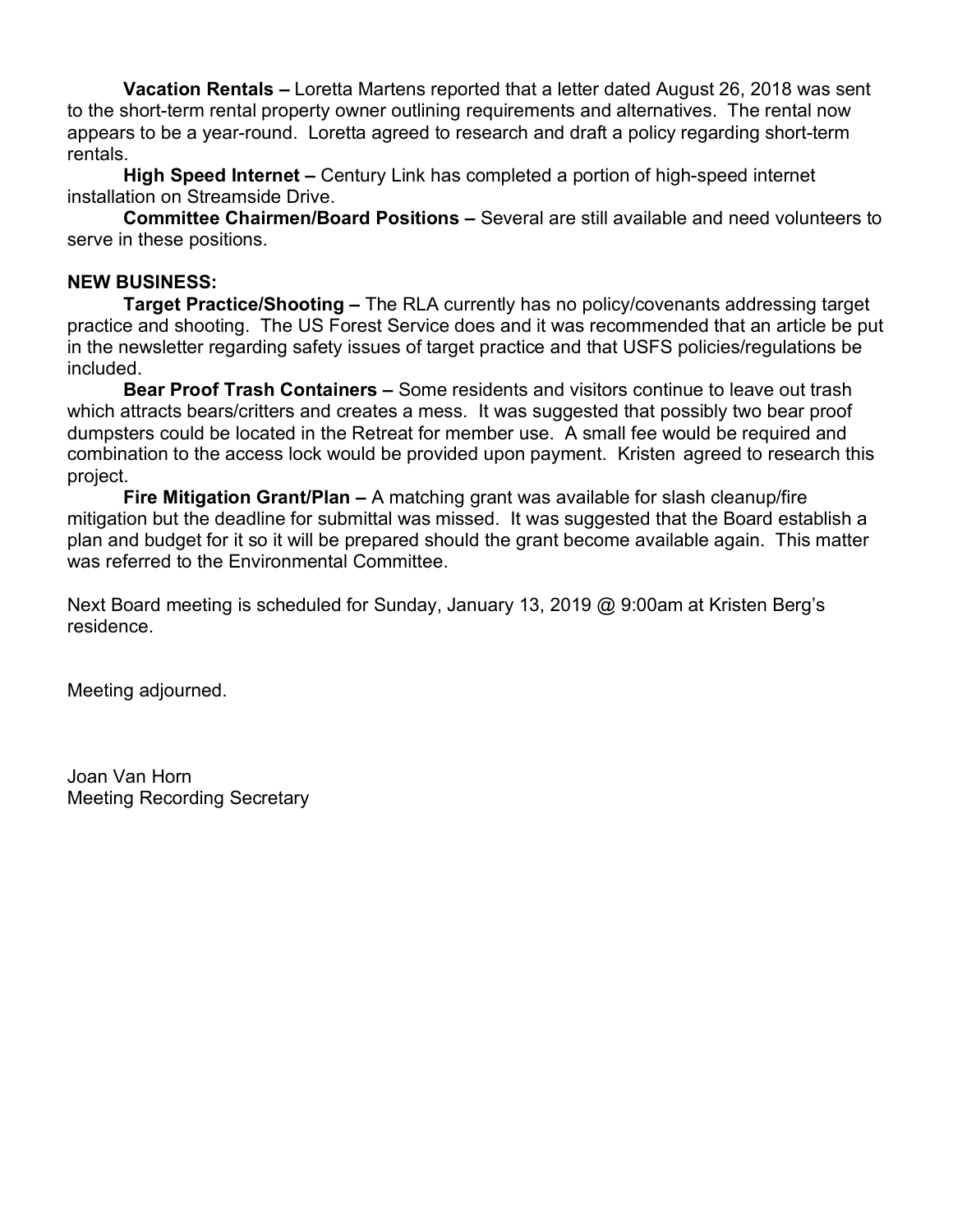**Vacation Rentals –** Loretta Martens reported that a letter dated August 26, 2018 was sent to the short-term rental property owner outlining requirements and alternatives. The rental now appears to be a year-round. Loretta agreed to research and draft a policy regarding short-term rentals.

**High Speed Internet –** Century Link has completed a portion of high-speed internet installation on Streamside Drive.

**Committee Chairmen/Board Positions –** Several are still available and need volunteers to serve in these positions.

**NEW BUSINESS:**

**Target Practice/Shooting –** The RLA currently has no policy/covenants addressing target practice and shooting. The US Forest Service does and it was recommended that an article be put in the newsletter regarding safety issues of target practice and that USFS policies/regulations be included.

**Bear Proof Trash Containers –** Some residents and visitors continue to leave out trash which attracts bears/critters and creates a mess. It was suggested that possibly two bear proof dumpsters could be located in the Retreat for member use. A small fee would be required and combination to the access lock would be provided upon payment. Kristen agreed to research this project.

**Fire Mitigation Grant/Plan –** A matching grant was available for slash cleanup/fire mitigation but the deadline for submittal was missed. It was suggested that the Board establish a plan and budget for it so it will be prepared should the grant become available again. This matter was referred to the Environmental Committee.

Next Board meeting is scheduled for Sunday, January 13, 2019 @ 9:00am at Kristen Berg's residence.

Meeting adjourned.

Joan Van Horn
Meeting Recording Secretary